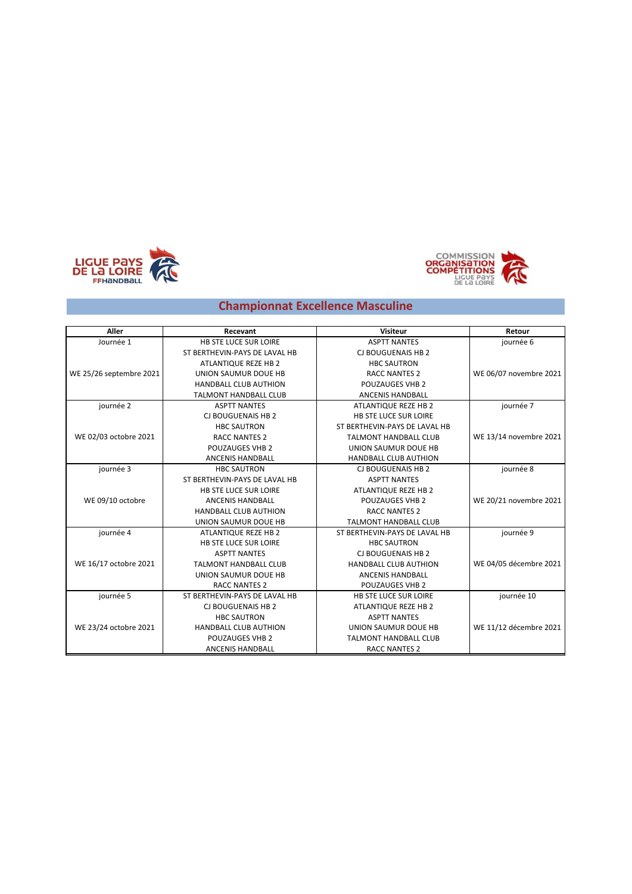LIGUE PAYS DE LA LOIRE FFHANDBALL

COMMISSION ORGANISATION COMPÉTITIONS LIGUE PAYS DE LA LOIRE

# Championnat Excellence Masculine

| Aller | Recevant | Visiteur | Retour |
|---|---|---|---|
| Journée 1 | HB STE LUCE SUR LOIRE | ASPTT NANTES | journée 6 |
| | ST BERTHEVIN-PAYS DE LAVAL HB | CJ BOUGUENAIS HB 2 | |
| | ATLANTIQUE REZE HB 2 | HBC SAUTRON | |
| WE 25/26 septembre 2021 | UNION SAUMUR DOUE HB | RACC NANTES 2 | WE 06/07 novembre 2021 |
| | HANDBALL CLUB AUTHION | POUZAUGES VHB 2 | |
| | TALMONT HANDBALL CLUB | ANCENIS HANDBALL | |
| journée 2 | ASPTT NANTES | ATLANTIQUE REZE HB 2 | journée 7 |
| | CJ BOUGUENAIS HB 2 | HB STE LUCE SUR LOIRE | |
| | HBC SAUTRON | ST BERTHEVIN-PAYS DE LAVAL HB | |
| WE 02/03 octobre 2021 | RACC NANTES 2 | TALMONT HANDBALL CLUB | WE 13/14 novembre 2021 |
| | POUZAUGES VHB 2 | UNION SAUMUR DOUE HB | |
| | ANCENIS HANDBALL | HANDBALL CLUB AUTHION | |
| journée 3 | HBC SAUTRON | CJ BOUGUENAIS HB 2 | journée 8 |
| | ST BERTHEVIN-PAYS DE LAVAL HB | ASPTT NANTES | |
| | HB STE LUCE SUR LOIRE | ATLANTIQUE REZE HB 2 | |
| WE 09/10 octobre | ANCENIS HANDBALL | POUZAUGES VHB 2 | WE 20/21 novembre 2021 |
| | HANDBALL CLUB AUTHION | RACC NANTES 2 | |
| | UNION SAUMUR DOUE HB | TALMONT HANDBALL CLUB | |
| journée 4 | ATLANTIQUE REZE HB 2 | ST BERTHEVIN-PAYS DE LAVAL HB | journée 9 |
| | HB STE LUCE SUR LOIRE | HBC SAUTRON | |
| | ASPTT NANTES | CJ BOUGUENAIS HB 2 | |
| WE 16/17 octobre 2021 | TALMONT HANDBALL CLUB | HANDBALL CLUB AUTHION | WE 04/05 décembre 2021 |
| | UNION SAUMUR DOUE HB | ANCENIS HANDBALL | |
| | RACC NANTES 2 | POUZAUGES VHB 2 | |
| journée 5 | ST BERTHEVIN-PAYS DE LAVAL HB | HB STE LUCE SUR LOIRE | journée 10 |
| | CJ BOUGUENAIS HB 2 | ATLANTIQUE REZE HB 2 | |
| | HBC SAUTRON | ASPTT NANTES | |
| WE 23/24 octobre 2021 | HANDBALL CLUB AUTHION | UNION SAUMUR DOUE HB | WE 11/12 décembre 2021 |
| | POUZAUGES VHB 2 | TALMONT HANDBALL CLUB | |
| | ANCENIS HANDBALL | RACC NANTES 2 | |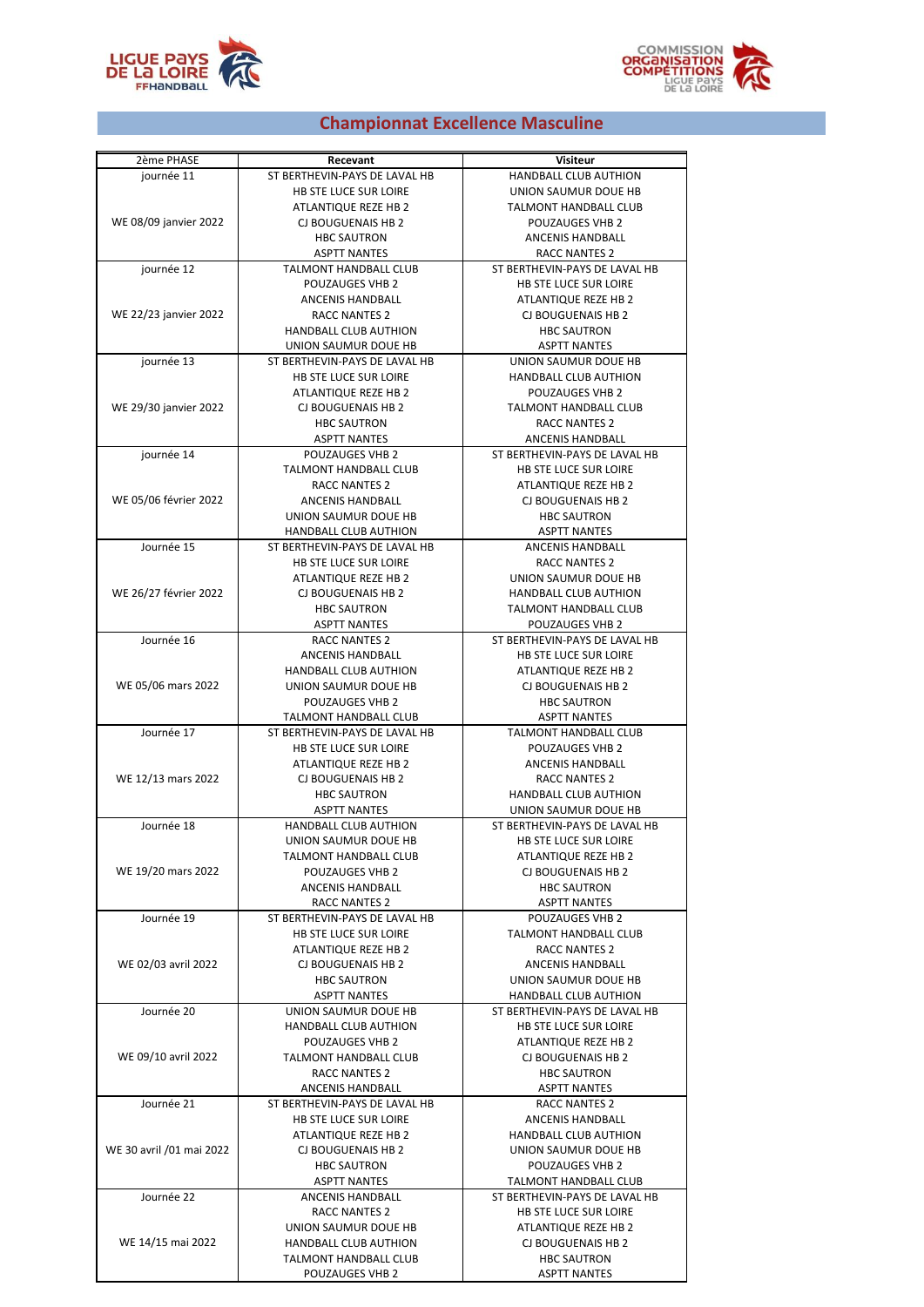LIGUE PAYS DE LA LOIRE FFHANDBALL

COMMISSION ORGANISATION COMPÉTITIONS LIGUE PAYS DE LA LOIRE

# Championnat Excellence Masculine

| 2ème PHASE | Recevant | Visiteur |
|---|---|---|
| journée 11 | ST BERTHEVIN-PAYS DE LAVAL HB | HANDBALL CLUB AUTHION |
| | HB STE LUCE SUR LOIRE | UNION SAUMUR DOUE HB |
| | ATLANTIQUE REZE HB 2 | TALMONT HANDBALL CLUB |
| WE 08/09 janvier 2022 | CJ BOUGUENAIS HB 2 | POUZAUGES VHB 2 |
| | HBC SAUTRON | ANCENIS HANDBALL |
| | ASPTT NANTES | RACC NANTES 2 |
| journée 12 | TALMONT HANDBALL CLUB | ST BERTHEVIN-PAYS DE LAVAL HB |
| | POUZAUGES VHB 2 | HB STE LUCE SUR LOIRE |
| | ANCENIS HANDBALL | ATLANTIQUE REZE HB 2 |
| WE 22/23 janvier 2022 | RACC NANTES 2 | CJ BOUGUENAIS HB 2 |
| | HANDBALL CLUB AUTHION | HBC SAUTRON |
| | UNION SAUMUR DOUE HB | ASPTT NANTES |
| journée 13 | ST BERTHEVIN-PAYS DE LAVAL HB | UNION SAUMUR DOUE HB |
| | HB STE LUCE SUR LOIRE | HANDBALL CLUB AUTHION |
| | ATLANTIQUE REZE HB 2 | POUZAUGES VHB 2 |
| WE 29/30 janvier 2022 | CJ BOUGUENAIS HB 2 | TALMONT HANDBALL CLUB |
| | HBC SAUTRON | RACC NANTES 2 |
| | ASPTT NANTES | ANCENIS HANDBALL |
| journée 14 | POUZAUGES VHB 2 | ST BERTHEVIN-PAYS DE LAVAL HB |
| | TALMONT HANDBALL CLUB | HB STE LUCE SUR LOIRE |
| | RACC NANTES 2 | ATLANTIQUE REZE HB 2 |
| WE 05/06 février 2022 | ANCENIS HANDBALL | CJ BOUGUENAIS HB 2 |
| | UNION SAUMUR DOUE HB | HBC SAUTRON |
| | HANDBALL CLUB AUTHION | ASPTT NANTES |
| Journée 15 | ST BERTHEVIN-PAYS DE LAVAL HB | ANCENIS HANDBALL |
| | HB STE LUCE SUR LOIRE | RACC NANTES 2 |
| | ATLANTIQUE REZE HB 2 | UNION SAUMUR DOUE HB |
| WE 26/27 février 2022 | CJ BOUGUENAIS HB 2 | HANDBALL CLUB AUTHION |
| | HBC SAUTRON | TALMONT HANDBALL CLUB |
| | ASPTT NANTES | POUZAUGES VHB 2 |
| Journée 16 | RACC NANTES 2 | ST BERTHEVIN-PAYS DE LAVAL HB |
| | ANCENIS HANDBALL | HB STE LUCE SUR LOIRE |
| | HANDBALL CLUB AUTHION | ATLANTIQUE REZE HB 2 |
| WE 05/06 mars 2022 | UNION SAUMUR DOUE HB | CJ BOUGUENAIS HB 2 |
| | POUZAUGES VHB 2 | HBC SAUTRON |
| | TALMONT HANDBALL CLUB | ASPTT NANTES |
| Journée 17 | ST BERTHEVIN-PAYS DE LAVAL HB | TALMONT HANDBALL CLUB |
| | HB STE LUCE SUR LOIRE | POUZAUGES VHB 2 |
| | ATLANTIQUE REZE HB 2 | ANCENIS HANDBALL |
| WE 12/13 mars 2022 | CJ BOUGUENAIS HB 2 | RACC NANTES 2 |
| | HBC SAUTRON | HANDBALL CLUB AUTHION |
| | ASPTT NANTES | UNION SAUMUR DOUE HB |
| Journée 18 | HANDBALL CLUB AUTHION | ST BERTHEVIN-PAYS DE LAVAL HB |
| | UNION SAUMUR DOUE HB | HB STE LUCE SUR LOIRE |
| | TALMONT HANDBALL CLUB | ATLANTIQUE REZE HB 2 |
| WE 19/20 mars 2022 | POUZAUGES VHB 2 | CJ BOUGUENAIS HB 2 |
| | ANCENIS HANDBALL | HBC SAUTRON |
| | RACC NANTES 2 | ASPTT NANTES |
| Journée 19 | ST BERTHEVIN-PAYS DE LAVAL HB | POUZAUGES VHB 2 |
| | HB STE LUCE SUR LOIRE | TALMONT HANDBALL CLUB |
| | ATLANTIQUE REZE HB 2 | RACC NANTES 2 |
| WE 02/03 avril 2022 | CJ BOUGUENAIS HB 2 | ANCENIS HANDBALL |
| | HBC SAUTRON | UNION SAUMUR DOUE HB |
| | ASPTT NANTES | HANDBALL CLUB AUTHION |
| Journée 20 | UNION SAUMUR DOUE HB | ST BERTHEVIN-PAYS DE LAVAL HB |
| | HANDBALL CLUB AUTHION | HB STE LUCE SUR LOIRE |
| | POUZAUGES VHB 2 | ATLANTIQUE REZE HB 2 |
| WE 09/10 avril 2022 | TALMONT HANDBALL CLUB | CJ BOUGUENAIS HB 2 |
| | RACC NANTES 2 | HBC SAUTRON |
| | ANCENIS HANDBALL | ASPTT NANTES |
| Journée 21 | ST BERTHEVIN-PAYS DE LAVAL HB | RACC NANTES 2 |
| | HB STE LUCE SUR LOIRE | ANCENIS HANDBALL |
| | ATLANTIQUE REZE HB 2 | HANDBALL CLUB AUTHION |
| WE 30 avril /01 mai 2022 | CJ BOUGUENAIS HB 2 | UNION SAUMUR DOUE HB |
| | HBC SAUTRON | POUZAUGES VHB 2 |
| | ASPTT NANTES | TALMONT HANDBALL CLUB |
| Journée 22 | ANCENIS HANDBALL | ST BERTHEVIN-PAYS DE LAVAL HB |
| | RACC NANTES 2 | HB STE LUCE SUR LOIRE |
| | UNION SAUMUR DOUE HB | ATLANTIQUE REZE HB 2 |
| WE 14/15 mai 2022 | HANDBALL CLUB AUTHION | CJ BOUGUENAIS HB 2 |
| | TALMONT HANDBALL CLUB | HBC SAUTRON |
| | POUZAUGES VHB 2 | ASPTT NANTES |